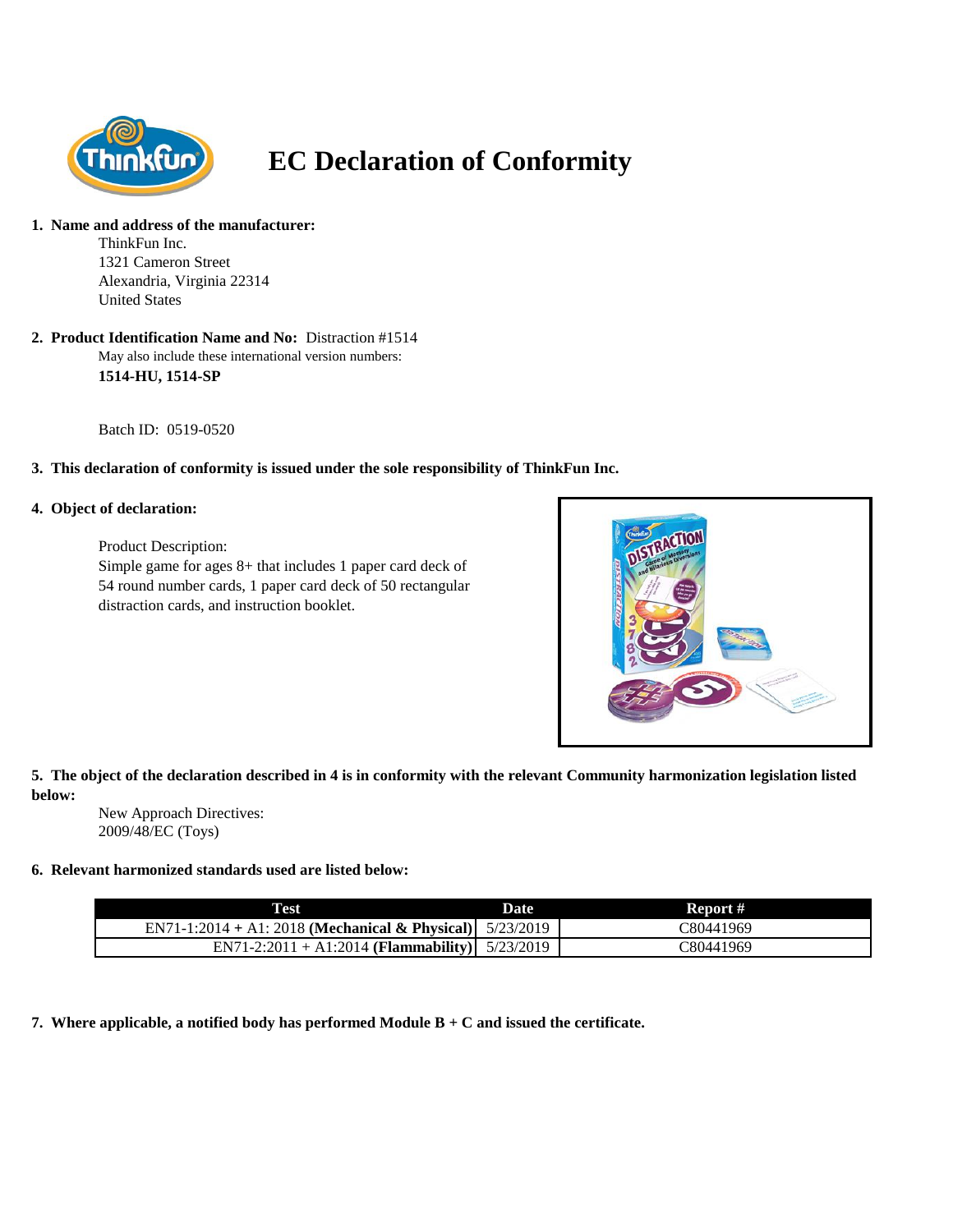# EC Declaration of Conformity

1. **Name and address of the manufacturer:**

   ThinkFun Inc.
   1321 Cameron Street
   Alexandria, Virginia 22314
   United States

2. **Product Identification Name and No:** Distraction #1514

   May also include these international version numbers:
   **1514-HU, 1514-SP**

   Batch ID: 0519-0520

3. **This declaration of conformity is issued under the sole responsibility of ThinkFun Inc.**

4. **Object of declaration:**

   Product Description:
   Simple game for ages 8+ that includes 1 paper card deck of 54 round number cards, 1 paper card deck of 50 rectangular distraction cards, and instruction booklet.

5. **The object of the declaration described in 4 is in conformity with the relevant Community harmonization legislation listed below:**

   New Approach Directives:
   2009/48/EC (Toys)

6. **Relevant harmonized standards used are listed below:**

| Test | Date | Report # |
|---|---|---|
| EN71-1:2014 + A1: 2018 **(Mechanical & Physical)** | 5/23/2019 | C80441969 |
| EN71-2:2011 + A1:2014 **(Flammability)** | 5/23/2019 | C80441969 |

7. **Where applicable, a notified body has performed Module B + C and issued the certificate.**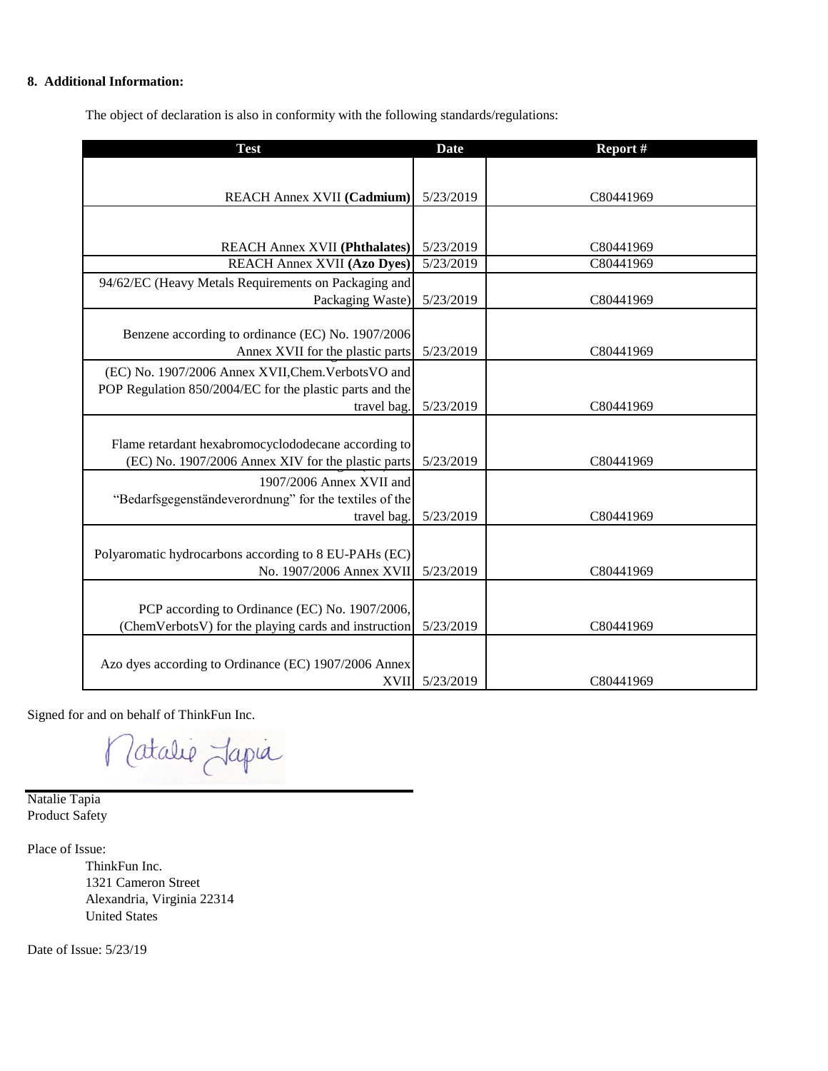**8. Additional Information:**

The object of declaration is also in conformity with the following standards/regulations:

| Test | Date | Report # |
|---|---|---|
| REACH Annex XVII **(Cadmium)** | 5/23/2019 | C80441969 |
| REACH Annex XVII **(Phthalates)** | 5/23/2019 | C80441969 |
| REACH Annex XVII **(Azo Dyes)** | 5/23/2019 | C80441969 |
| 94/62/EC (Heavy Metals Requirements on Packaging and Packaging Waste) | 5/23/2019 | C80441969 |
| Benzene according to ordinance (EC) No. 1907/2006 Annex XVII for the plastic parts | 5/23/2019 | C80441969 |
| (EC) No. 1907/2006 Annex XVII,Chem.VerbotsVO and POP Regulation 850/2004/EC for the plastic parts and the travel bag. | 5/23/2019 | C80441969 |
| Flame retardant hexabromocyclododecane according to (EC) No. 1907/2006 Annex XIV for the plastic parts | 5/23/2019 | C80441969 |
| 1907/2006 Annex XVII and "Bedarfsgegenständeverordnung" for the textiles of the travel bag. | 5/23/2019 | C80441969 |
| Polyaromatic hydrocarbons according to 8 EU-PAHs (EC) No. 1907/2006 Annex XVII | 5/23/2019 | C80441969 |
| PCP according to Ordinance (EC) No. 1907/2006, (ChemVerbotsV) for the playing cards and instruction | 5/23/2019 | C80441969 |
| Azo dyes according to Ordinance (EC) 1907/2006 Annex XVII | 5/23/2019 | C80441969 |

Signed for and on behalf of ThinkFun Inc.

Natalie Tapia

Natalie Tapia
Product Safety

Place of Issue:

ThinkFun Inc.
1321 Cameron Street
Alexandria, Virginia 22314
United States

Date of Issue: 5/23/19